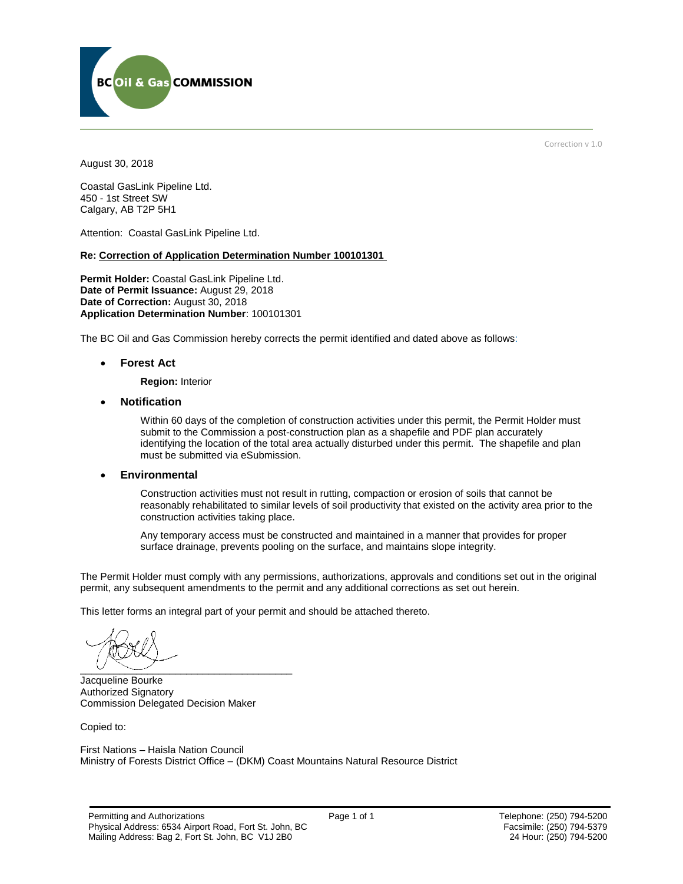Correction v 1.0

August 30, 2018

Coastal GasLink Pipeline Ltd.
450 - 1st Street SW
Calgary, AB T2P 5H1

Attention: Coastal GasLink Pipeline Ltd.

**Re: Correction of Application Determination Number 100101301**

**Permit Holder:** Coastal GasLink Pipeline Ltd.
**Date of Permit Issuance:** August 29, 2018
**Date of Correction:** August 30, 2018
**Application Determination Number**: 100101301

The BC Oil and Gas Commission hereby corrects the permit identified and dated above as follows:

- **Forest Act**

  **Region:** Interior

- **Notification**

  Within 60 days of the completion of construction activities under this permit, the Permit Holder must submit to the Commission a post-construction plan as a shapefile and PDF plan accurately identifying the location of the total area actually disturbed under this permit. The shapefile and plan must be submitted via eSubmission.

- **Environmental**

  Construction activities must not result in rutting, compaction or erosion of soils that cannot be reasonably rehabilitated to similar levels of soil productivity that existed on the activity area prior to the construction activities taking place.

  Any temporary access must be constructed and maintained in a manner that provides for proper surface drainage, prevents pooling on the surface, and maintains slope integrity.

The Permit Holder must comply with any permissions, authorizations, approvals and conditions set out in the original permit, any subsequent amendments to the permit and any additional corrections as set out herein.

This letter forms an integral part of your permit and should be attached thereto.

Jacqueline Bourke
Authorized Signatory
Commission Delegated Decision Maker

Copied to:

First Nations – Haisla Nation Council
Ministry of Forests District Office – (DKM) Coast Mountains Natural Resource District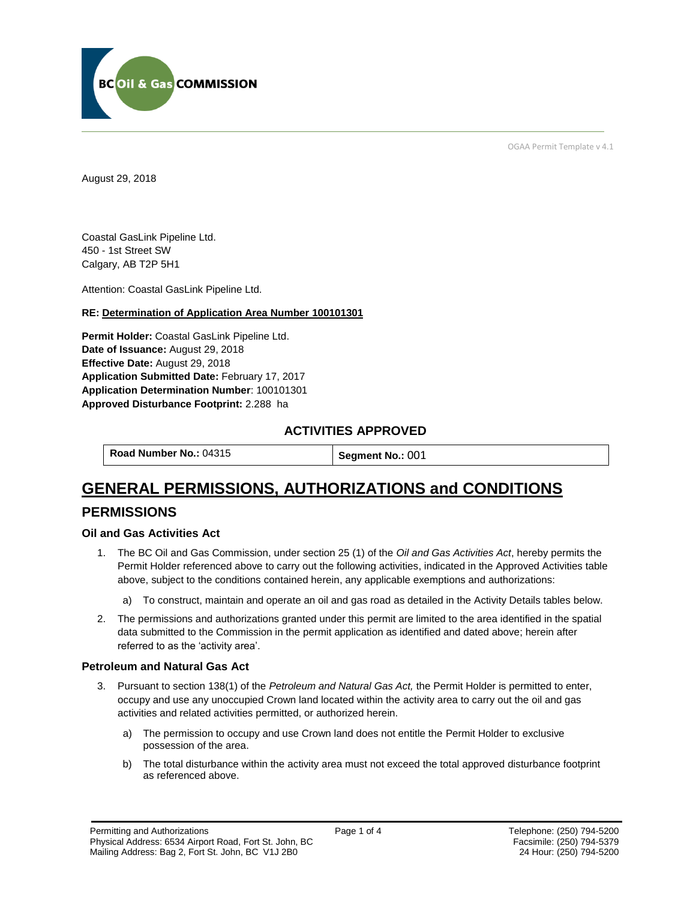OGAA Permit Template v 4.1

August 29, 2018

Coastal GasLink Pipeline Ltd.
450 - 1st Street SW
Calgary, AB T2P 5H1

Attention: Coastal GasLink Pipeline Ltd.

**RE: Determination of Application Area Number 100101301**

**Permit Holder:** Coastal GasLink Pipeline Ltd.
**Date of Issuance:** August 29, 2018
**Effective Date:** August 29, 2018
**Application Submitted Date:** February 17, 2017
**Application Determination Number**: 100101301
**Approved Disturbance Footprint:** 2.288 ha

### ACTIVITIES APPROVED

| **Road Number No.:** 04315 | **Segment No.:** 001 |
|---|---|

# GENERAL PERMISSIONS, AUTHORIZATIONS and CONDITIONS

## PERMISSIONS

### Oil and Gas Activities Act

1. The BC Oil and Gas Commission, under section 25 (1) of the *Oil and Gas Activities Act*, hereby permits the Permit Holder referenced above to carry out the following activities, indicated in the Approved Activities table above, subject to the conditions contained herein, any applicable exemptions and authorizations:

   a) To construct, maintain and operate an oil and gas road as detailed in the Activity Details tables below.

2. The permissions and authorizations granted under this permit are limited to the area identified in the spatial data submitted to the Commission in the permit application as identified and dated above; herein after referred to as the 'activity area'.

### Petroleum and Natural Gas Act

3. Pursuant to section 138(1) of the *Petroleum and Natural Gas Act,* the Permit Holder is permitted to enter, occupy and use any unoccupied Crown land located within the activity area to carry out the oil and gas activities and related activities permitted, or authorized herein.

   a) The permission to occupy and use Crown land does not entitle the Permit Holder to exclusive possession of the area.

   b) The total disturbance within the activity area must not exceed the total approved disturbance footprint as referenced above.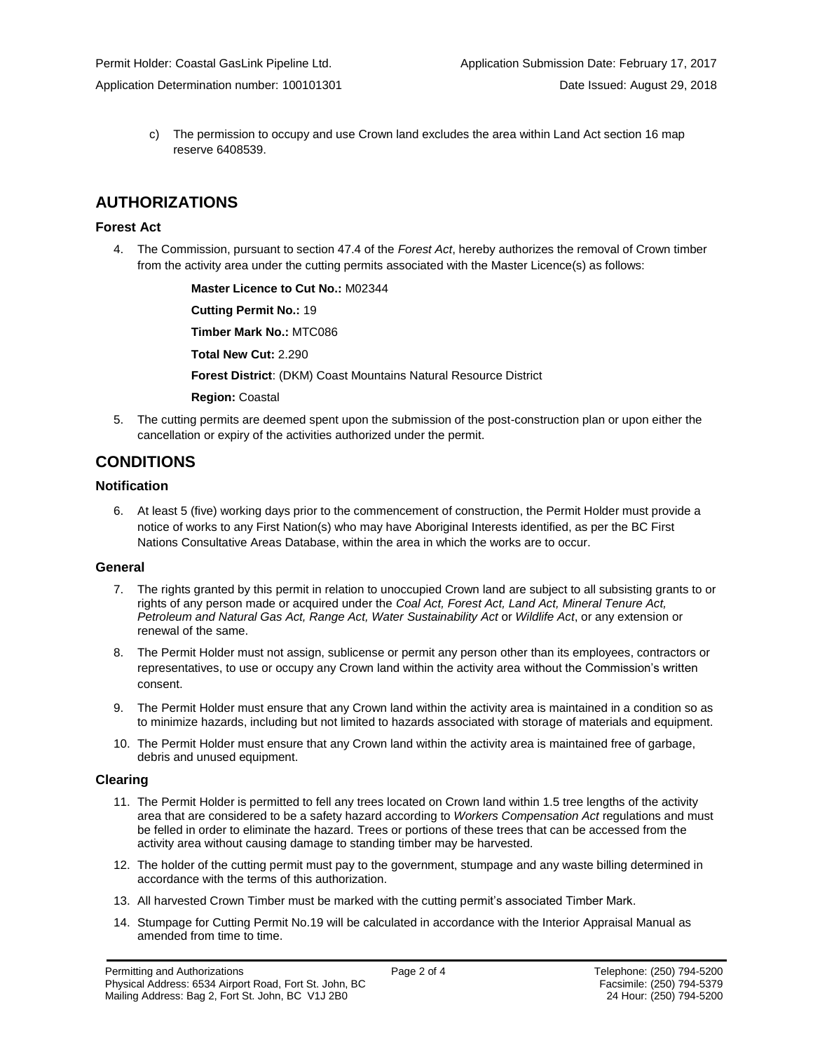c) The permission to occupy and use Crown land excludes the area within Land Act section 16 map reserve 6408539.

## AUTHORIZATIONS

### Forest Act

4. The Commission, pursuant to section 47.4 of the *Forest Act*, hereby authorizes the removal of Crown timber from the activity area under the cutting permits associated with the Master Licence(s) as follows:

   **Master Licence to Cut No.:** M02344

   **Cutting Permit No.:** 19

   **Timber Mark No.:** MTC086

   **Total New Cut:** 2.290

   **Forest District**: (DKM) Coast Mountains Natural Resource District

   **Region:** Coastal

5. The cutting permits are deemed spent upon the submission of the post-construction plan or upon either the cancellation or expiry of the activities authorized under the permit.

## CONDITIONS

### Notification

6. At least 5 (five) working days prior to the commencement of construction, the Permit Holder must provide a notice of works to any First Nation(s) who may have Aboriginal Interests identified, as per the BC First Nations Consultative Areas Database, within the area in which the works are to occur.

### General

7. The rights granted by this permit in relation to unoccupied Crown land are subject to all subsisting grants to or rights of any person made or acquired under the *Coal Act, Forest Act, Land Act, Mineral Tenure Act, Petroleum and Natural Gas Act, Range Act, Water Sustainability Act* or *Wildlife Act*, or any extension or renewal of the same.

8. The Permit Holder must not assign, sublicense or permit any person other than its employees, contractors or representatives, to use or occupy any Crown land within the activity area without the Commission's written consent.

9. The Permit Holder must ensure that any Crown land within the activity area is maintained in a condition so as to minimize hazards, including but not limited to hazards associated with storage of materials and equipment.

10. The Permit Holder must ensure that any Crown land within the activity area is maintained free of garbage, debris and unused equipment.

### Clearing

11. The Permit Holder is permitted to fell any trees located on Crown land within 1.5 tree lengths of the activity area that are considered to be a safety hazard according to *Workers Compensation Act* regulations and must be felled in order to eliminate the hazard. Trees or portions of these trees that can be accessed from the activity area without causing damage to standing timber may be harvested.

12. The holder of the cutting permit must pay to the government, stumpage and any waste billing determined in accordance with the terms of this authorization.

13. All harvested Crown Timber must be marked with the cutting permit's associated Timber Mark.

14. Stumpage for Cutting Permit No.19 will be calculated in accordance with the Interior Appraisal Manual as amended from time to time.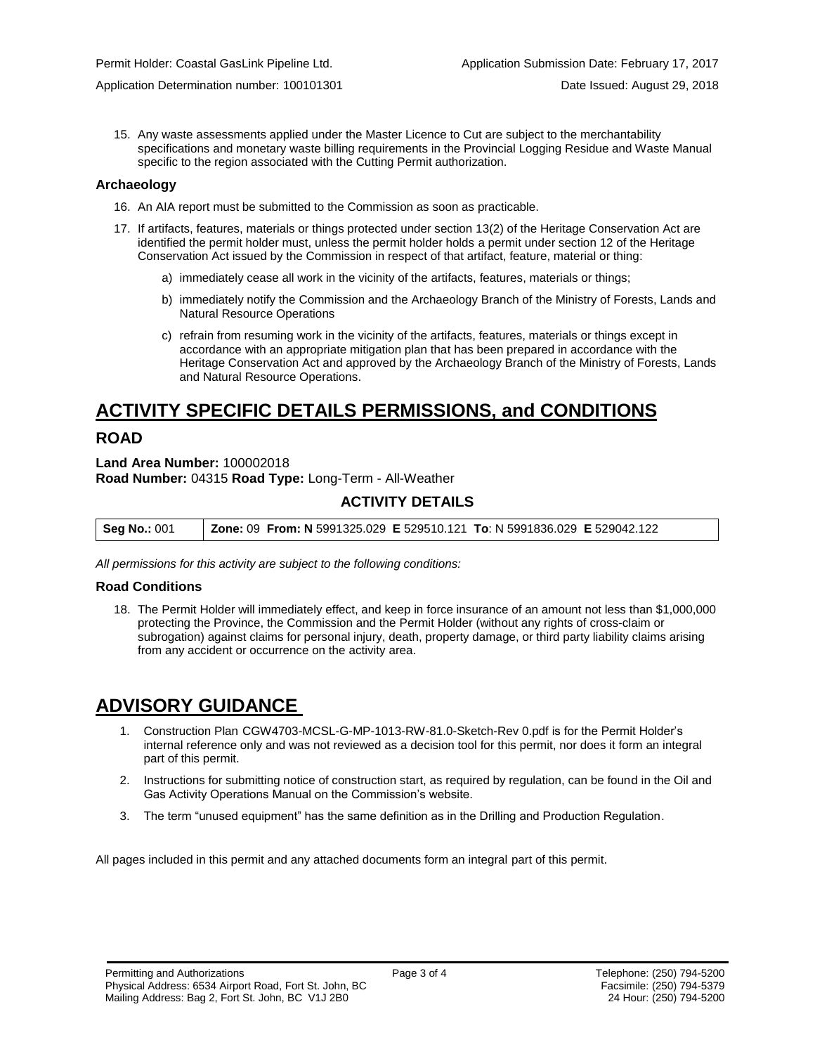15. Any waste assessments applied under the Master Licence to Cut are subject to the merchantability specifications and monetary waste billing requirements in the Provincial Logging Residue and Waste Manual specific to the region associated with the Cutting Permit authorization.

### Archaeology

16. An AIA report must be submitted to the Commission as soon as practicable.
17. If artifacts, features, materials or things protected under section 13(2) of the Heritage Conservation Act are identified the permit holder must, unless the permit holder holds a permit under section 12 of the Heritage Conservation Act issued by the Commission in respect of that artifact, feature, material or thing:
    a) immediately cease all work in the vicinity of the artifacts, features, materials or things;
    b) immediately notify the Commission and the Archaeology Branch of the Ministry of Forests, Lands and Natural Resource Operations
    c) refrain from resuming work in the vicinity of the artifacts, features, materials or things except in accordance with an appropriate mitigation plan that has been prepared in accordance with the Heritage Conservation Act and approved by the Archaeology Branch of the Ministry of Forests, Lands and Natural Resource Operations.

# ACTIVITY SPECIFIC DETAILS PERMISSIONS, and CONDITIONS

## ROAD

**Land Area Number:** 100002018
**Road Number:** 04315 **Road Type:** Long-Term - All-Weather

### ACTIVITY DETAILS

| **Seg No.:** 001 | **Zone:** 09 **From: N** 5991325.029 **E** 529510.121 **To**: N 5991836.029 **E** 529042.122 |
|---|---|

*All permissions for this activity are subject to the following conditions:*

### Road Conditions

18. The Permit Holder will immediately effect, and keep in force insurance of an amount not less than $1,000,000 protecting the Province, the Commission and the Permit Holder (without any rights of cross-claim or subrogation) against claims for personal injury, death, property damage, or third party liability claims arising from any accident or occurrence on the activity area.

# ADVISORY GUIDANCE

1. Construction Plan CGW4703-MCSL-G-MP-1013-RW-81.0-Sketch-Rev 0.pdf is for the Permit Holder's internal reference only and was not reviewed as a decision tool for this permit, nor does it form an integral part of this permit.
2. Instructions for submitting notice of construction start, as required by regulation, can be found in the Oil and Gas Activity Operations Manual on the Commission's website.
3. The term "unused equipment" has the same definition as in the Drilling and Production Regulation.

All pages included in this permit and any attached documents form an integral part of this permit.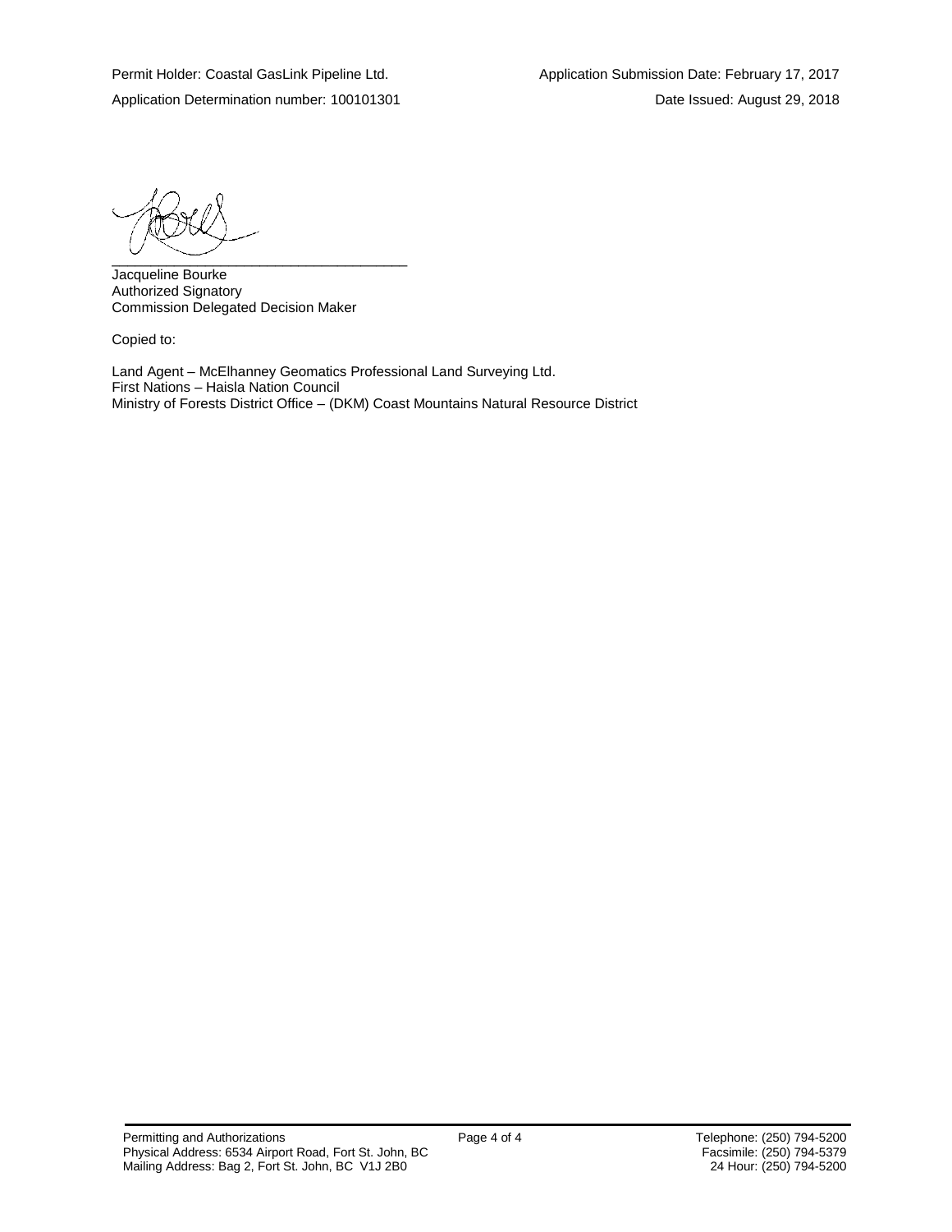Permit Holder: Coastal GasLink Pipeline Ltd.

Application Submission Date: February 17, 2017

Application Determination number: 100101301

Date Issued: August 29, 2018

\_\_\_\_\_\_\_\_\_\_\_\_\_\_\_\_\_\_\_\_\_\_\_\_\_\_\_\_\_\_\_\_\_\_\_\_

Jacqueline Bourke
Authorized Signatory
Commission Delegated Decision Maker

Copied to:

Land Agent – McElhanney Geomatics Professional Land Surveying Ltd.
First Nations – Haisla Nation Council
Ministry of Forests District Office – (DKM) Coast Mountains Natural Resource District